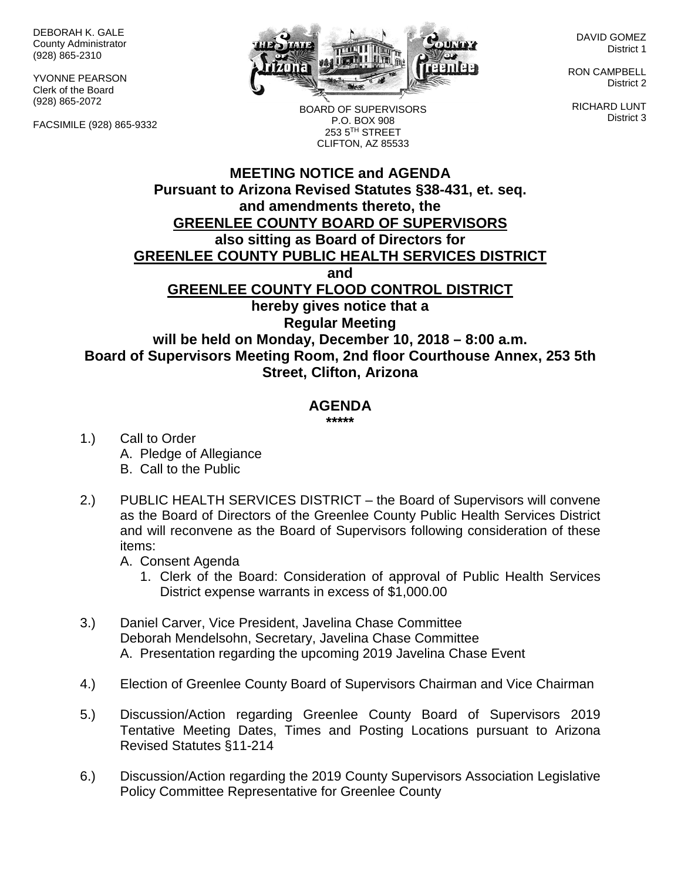DEBORAH K. GALE
County Administrator
(928) 865-2310

YVONNE PEARSON
Clerk of the Board
(928) 865-2072

FACSIMILE (928) 865-9332

BOARD OF SUPERVISORS
P.O. BOX 908
253 5TH STREET
CLIFTON, AZ 85533

DAVID GOMEZ
District 1

RON CAMPBELL
District 2

RICHARD LUNT
District 3

# MEETING NOTICE and AGENDA

**Pursuant to Arizona Revised Statutes §38-431, et. seq. and amendments thereto, the**
**GREENLEE COUNTY BOARD OF SUPERVISORS**
**also sitting as Board of Directors for**
**GREENLEE COUNTY PUBLIC HEALTH SERVICES DISTRICT**
**and**
**GREENLEE COUNTY FLOOD CONTROL DISTRICT**
**hereby gives notice that a**
**Regular Meeting**
**will be held on Monday, December 10, 2018 – 8:00 a.m.**
**Board of Supervisors Meeting Room, 2nd floor Courthouse Annex, 253 5th Street, Clifton, Arizona**

## AGENDA

**\*\*\*\*\***

1.) Call to Order
   A. Pledge of Allegiance
   B. Call to the Public

2.) PUBLIC HEALTH SERVICES DISTRICT – the Board of Supervisors will convene as the Board of Directors of the Greenlee County Public Health Services District and will reconvene as the Board of Supervisors following consideration of these items:
   A. Consent Agenda
      1. Clerk of the Board: Consideration of approval of Public Health Services District expense warrants in excess of $1,000.00

3.) Daniel Carver, Vice President, Javelina Chase Committee
   Deborah Mendelsohn, Secretary, Javelina Chase Committee
   A. Presentation regarding the upcoming 2019 Javelina Chase Event

4.) Election of Greenlee County Board of Supervisors Chairman and Vice Chairman

5.) Discussion/Action regarding Greenlee County Board of Supervisors 2019 Tentative Meeting Dates, Times and Posting Locations pursuant to Arizona Revised Statutes §11-214

6.) Discussion/Action regarding the 2019 County Supervisors Association Legislative Policy Committee Representative for Greenlee County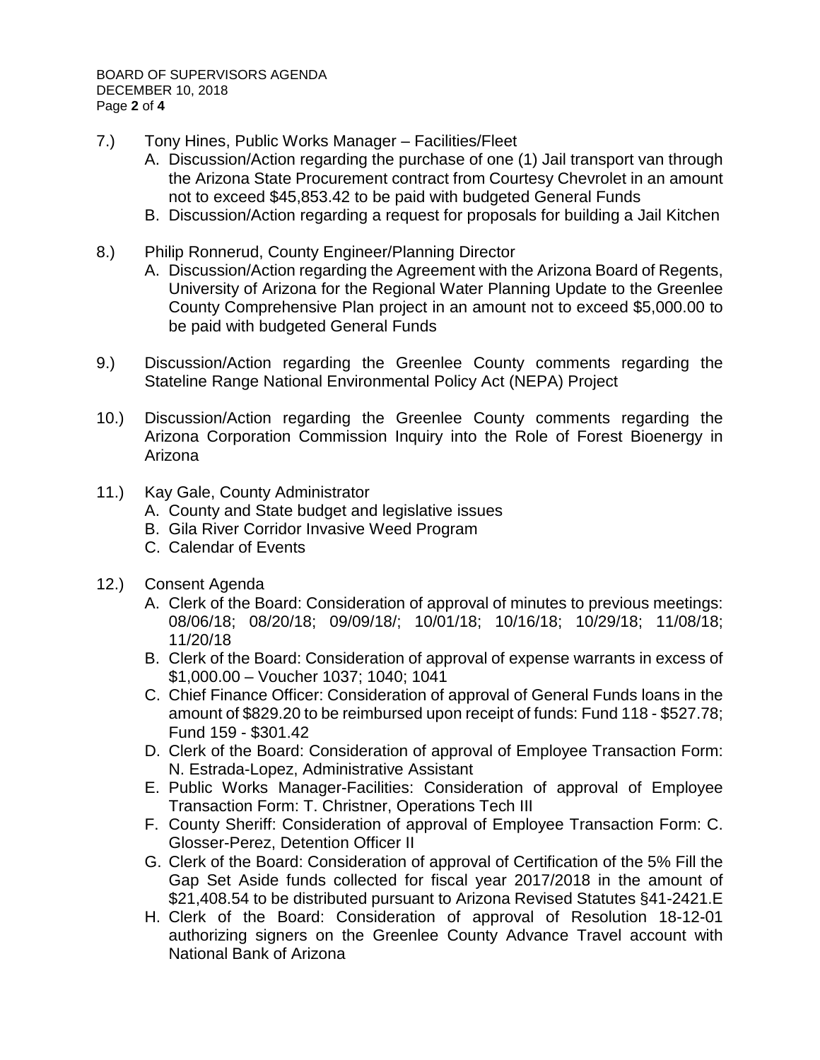7.) Tony Hines, Public Works Manager – Facilities/Fleet
   A. Discussion/Action regarding the purchase of one (1) Jail transport van through the Arizona State Procurement contract from Courtesy Chevrolet in an amount not to exceed $45,853.42 to be paid with budgeted General Funds
   B. Discussion/Action regarding a request for proposals for building a Jail Kitchen

8.) Philip Ronnerud, County Engineer/Planning Director
   A. Discussion/Action regarding the Agreement with the Arizona Board of Regents, University of Arizona for the Regional Water Planning Update to the Greenlee County Comprehensive Plan project in an amount not to exceed $5,000.00 to be paid with budgeted General Funds

9.) Discussion/Action regarding the Greenlee County comments regarding the Stateline Range National Environmental Policy Act (NEPA) Project

10.) Discussion/Action regarding the Greenlee County comments regarding the Arizona Corporation Commission Inquiry into the Role of Forest Bioenergy in Arizona

11.) Kay Gale, County Administrator
   A. County and State budget and legislative issues
   B. Gila River Corridor Invasive Weed Program
   C. Calendar of Events

12.) Consent Agenda
   A. Clerk of the Board: Consideration of approval of minutes to previous meetings: 08/06/18; 08/20/18; 09/09/18/; 10/01/18; 10/16/18; 10/29/18; 11/08/18; 11/20/18
   B. Clerk of the Board: Consideration of approval of expense warrants in excess of $1,000.00 – Voucher 1037; 1040; 1041
   C. Chief Finance Officer: Consideration of approval of General Funds loans in the amount of $829.20 to be reimbursed upon receipt of funds: Fund 118 - $527.78; Fund 159 - $301.42
   D. Clerk of the Board: Consideration of approval of Employee Transaction Form: N. Estrada-Lopez, Administrative Assistant
   E. Public Works Manager-Facilities: Consideration of approval of Employee Transaction Form: T. Christner, Operations Tech III
   F. County Sheriff: Consideration of approval of Employee Transaction Form: C. Glosser-Perez, Detention Officer II
   G. Clerk of the Board: Consideration of approval of Certification of the 5% Fill the Gap Set Aside funds collected for fiscal year 2017/2018 in the amount of $21,408.54 to be distributed pursuant to Arizona Revised Statutes §41-2421.E
   H. Clerk of the Board: Consideration of approval of Resolution 18-12-01 authorizing signers on the Greenlee County Advance Travel account with National Bank of Arizona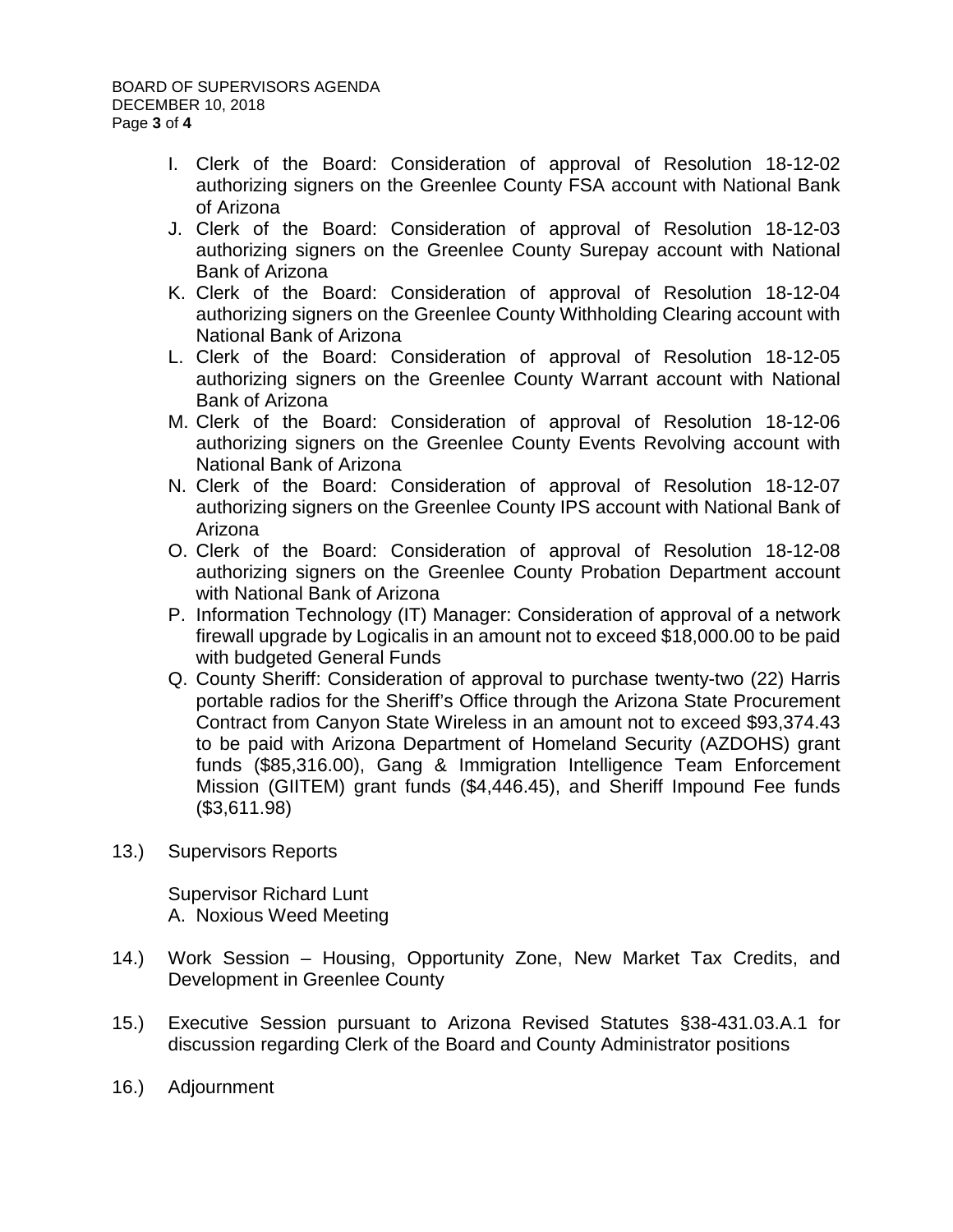I. Clerk of the Board: Consideration of approval of Resolution 18-12-02 authorizing signers on the Greenlee County FSA account with National Bank of Arizona
J. Clerk of the Board: Consideration of approval of Resolution 18-12-03 authorizing signers on the Greenlee County Surepay account with National Bank of Arizona
K. Clerk of the Board: Consideration of approval of Resolution 18-12-04 authorizing signers on the Greenlee County Withholding Clearing account with National Bank of Arizona
L. Clerk of the Board: Consideration of approval of Resolution 18-12-05 authorizing signers on the Greenlee County Warrant account with National Bank of Arizona
M. Clerk of the Board: Consideration of approval of Resolution 18-12-06 authorizing signers on the Greenlee County Events Revolving account with National Bank of Arizona
N. Clerk of the Board: Consideration of approval of Resolution 18-12-07 authorizing signers on the Greenlee County IPS account with National Bank of Arizona
O. Clerk of the Board: Consideration of approval of Resolution 18-12-08 authorizing signers on the Greenlee County Probation Department account with National Bank of Arizona
P. Information Technology (IT) Manager: Consideration of approval of a network firewall upgrade by Logicalis in an amount not to exceed $18,000.00 to be paid with budgeted General Funds
Q. County Sheriff: Consideration of approval to purchase twenty-two (22) Harris portable radios for the Sheriff's Office through the Arizona State Procurement Contract from Canyon State Wireless in an amount not to exceed $93,374.43 to be paid with Arizona Department of Homeland Security (AZDOHS) grant funds ($85,316.00), Gang & Immigration Intelligence Team Enforcement Mission (GIITEM) grant funds ($4,446.45), and Sheriff Impound Fee funds ($3,611.98)

13.) Supervisors Reports

Supervisor Richard Lunt
A. Noxious Weed Meeting

14.) Work Session – Housing, Opportunity Zone, New Market Tax Credits, and Development in Greenlee County

15.) Executive Session pursuant to Arizona Revised Statutes §38-431.03.A.1 for discussion regarding Clerk of the Board and County Administrator positions

16.) Adjournment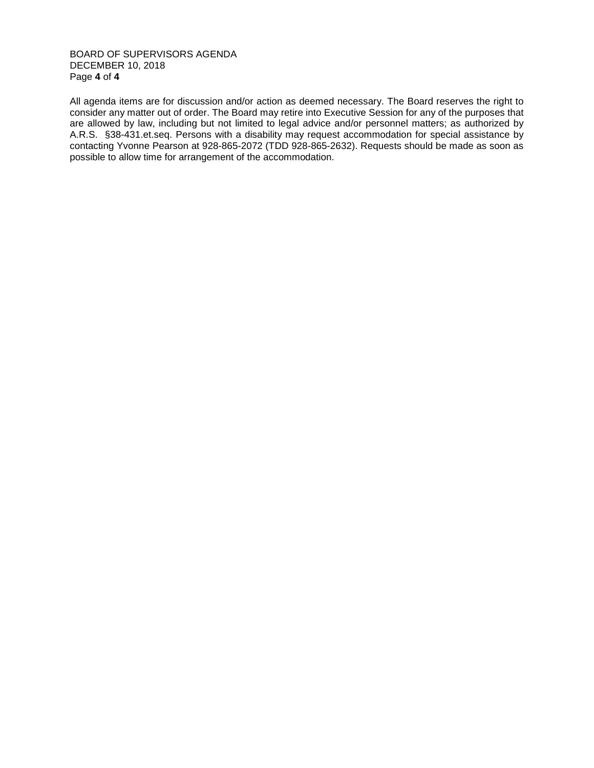All agenda items are for discussion and/or action as deemed necessary. The Board reserves the right to consider any matter out of order. The Board may retire into Executive Session for any of the purposes that are allowed by law, including but not limited to legal advice and/or personnel matters; as authorized by A.R.S. §38-431.et.seq. Persons with a disability may request accommodation for special assistance by contacting Yvonne Pearson at 928-865-2072 (TDD 928-865-2632). Requests should be made as soon as possible to allow time for arrangement of the accommodation.